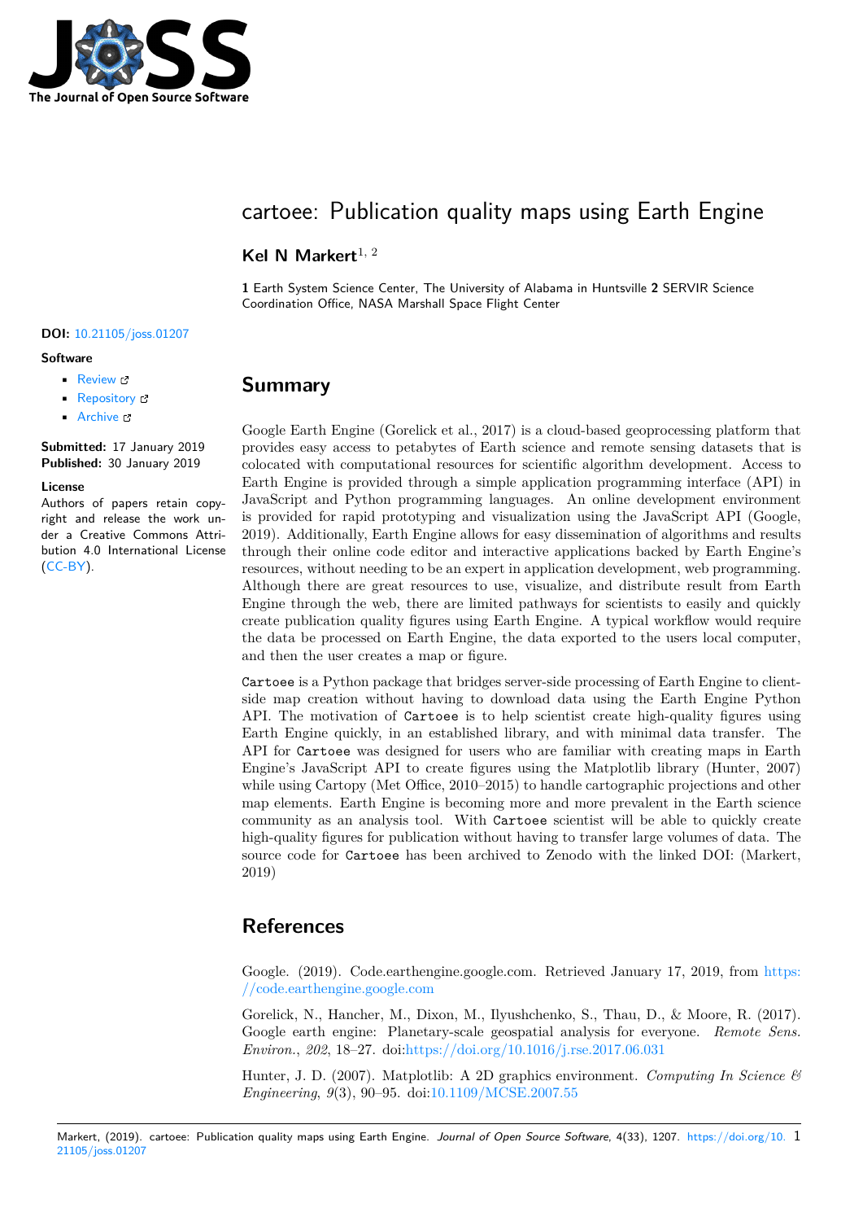# cartoee: Publication quality maps using Earth Engine

**Kel N Markert**[1, 2]

**1** Earth System Science Center, The University of Alabama in Huntsville **2** SERVIR Science Coordination Office, NASA Marshall Space Flight Center

**DOI:** 10.21105/joss.01207

**Software**

- Review
- Repository
- Archive

**Submitted:** 17 January 2019
**Published:** 30 January 2019

**License**
Authors of papers retain copyright and release the work under a Creative Commons Attribution 4.0 International License (CC-BY).

## Summary

Google Earth Engine (Gorelick et al., 2017) is a cloud-based geoprocessing platform that provides easy access to petabytes of Earth science and remote sensing datasets that is colocated with computational resources for scientific algorithm development. Access to Earth Engine is provided through a simple application programming interface (API) in JavaScript and Python programming languages. An online development environment is provided for rapid prototyping and visualization using the JavaScript API (Google, 2019). Additionally, Earth Engine allows for easy dissemination of algorithms and results through their online code editor and interactive applications backed by Earth Engine's resources, without needing to be an expert in application development, web programming. Although there are great resources to use, visualize, and distribute result from Earth Engine through the web, there are limited pathways for scientists to easily and quickly create publication quality figures using Earth Engine. A typical workflow would require the data be processed on Earth Engine, the data exported to the users local computer, and then the user creates a map or figure.

`Cartoee` is a Python package that bridges server-side processing of Earth Engine to client-side map creation without having to download data using the Earth Engine Python API. The motivation of `Cartoee` is to help scientist create high-quality figures using Earth Engine quickly, in an established library, and with minimal data transfer. The API for `Cartoee` was designed for users who are familiar with creating maps in Earth Engine's JavaScript API to create figures using the Matplotlib library (Hunter, 2007) while using Cartopy (Met Office, 2010–2015) to handle cartographic projections and other map elements. Earth Engine is becoming more and more prevalent in the Earth science community as an analysis tool. With `Cartoee` scientist will be able to quickly create high-quality figures for publication without having to transfer large volumes of data. The source code for `Cartoee` has been archived to Zenodo with the linked DOI: (Markert, 2019)

## References

Google. (2019). Code.earthengine.google.com. Retrieved January 17, 2019, from https://code.earthengine.google.com

Gorelick, N., Hancher, M., Dixon, M., Ilyushchenko, S., Thau, D., & Moore, R. (2017). Google earth engine: Planetary-scale geospatial analysis for everyone. *Remote Sens. Environ.*, *202*, 18–27. doi:https://doi.org/10.1016/j.rse.2017.06.031

Hunter, J. D. (2007). Matplotlib: A 2D graphics environment. *Computing In Science & Engineering*, *9*(3), 90–95. doi:10.1109/MCSE.2007.55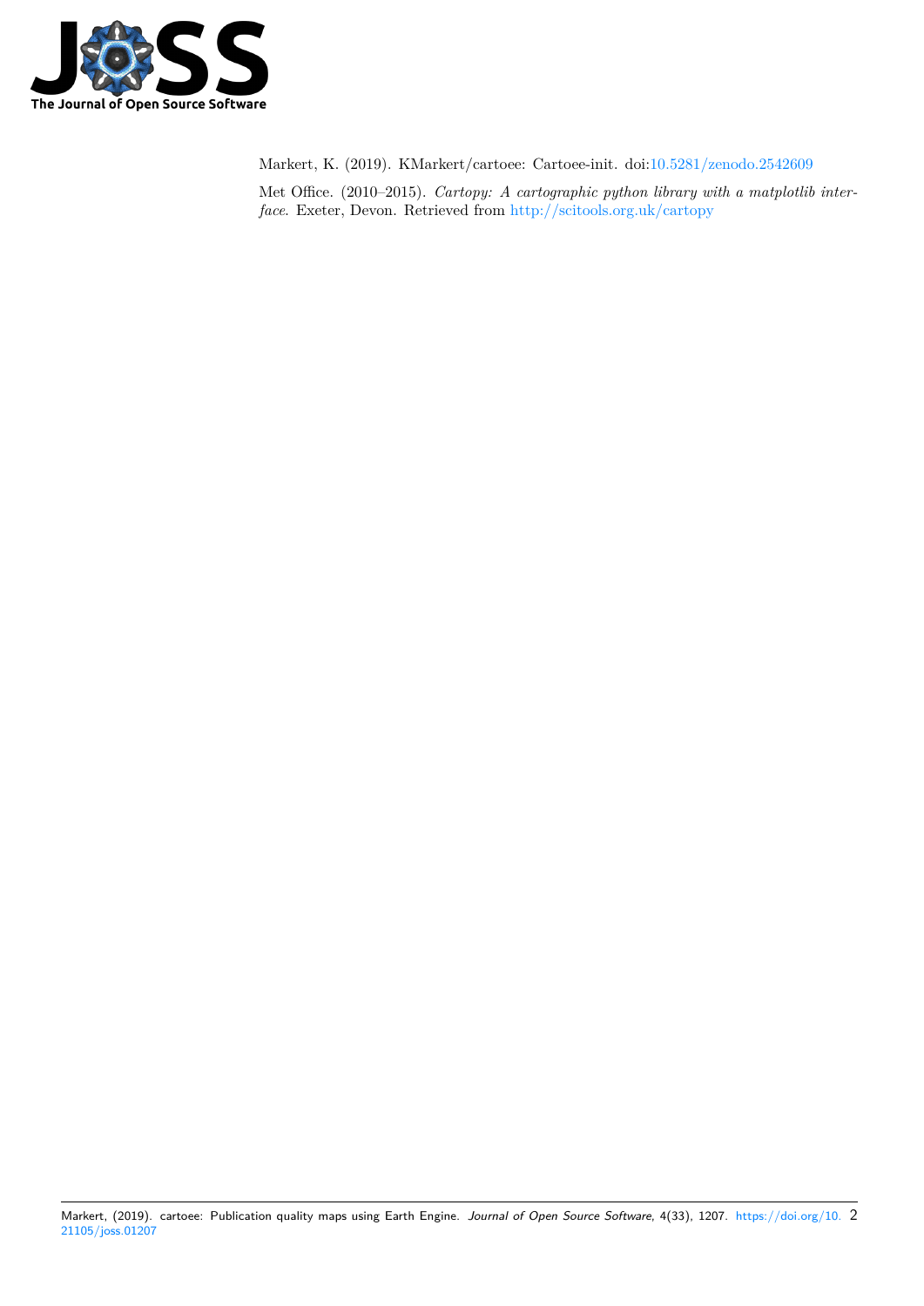Markert, K. (2019). KMarkert/cartoee: Cartoee-init. doi:10.5281/zenodo.2542609

Met Office. (2010–2015). *Cartopy: A cartographic python library with a matplotlib interface*. Exeter, Devon. Retrieved from http://scitools.org.uk/cartopy